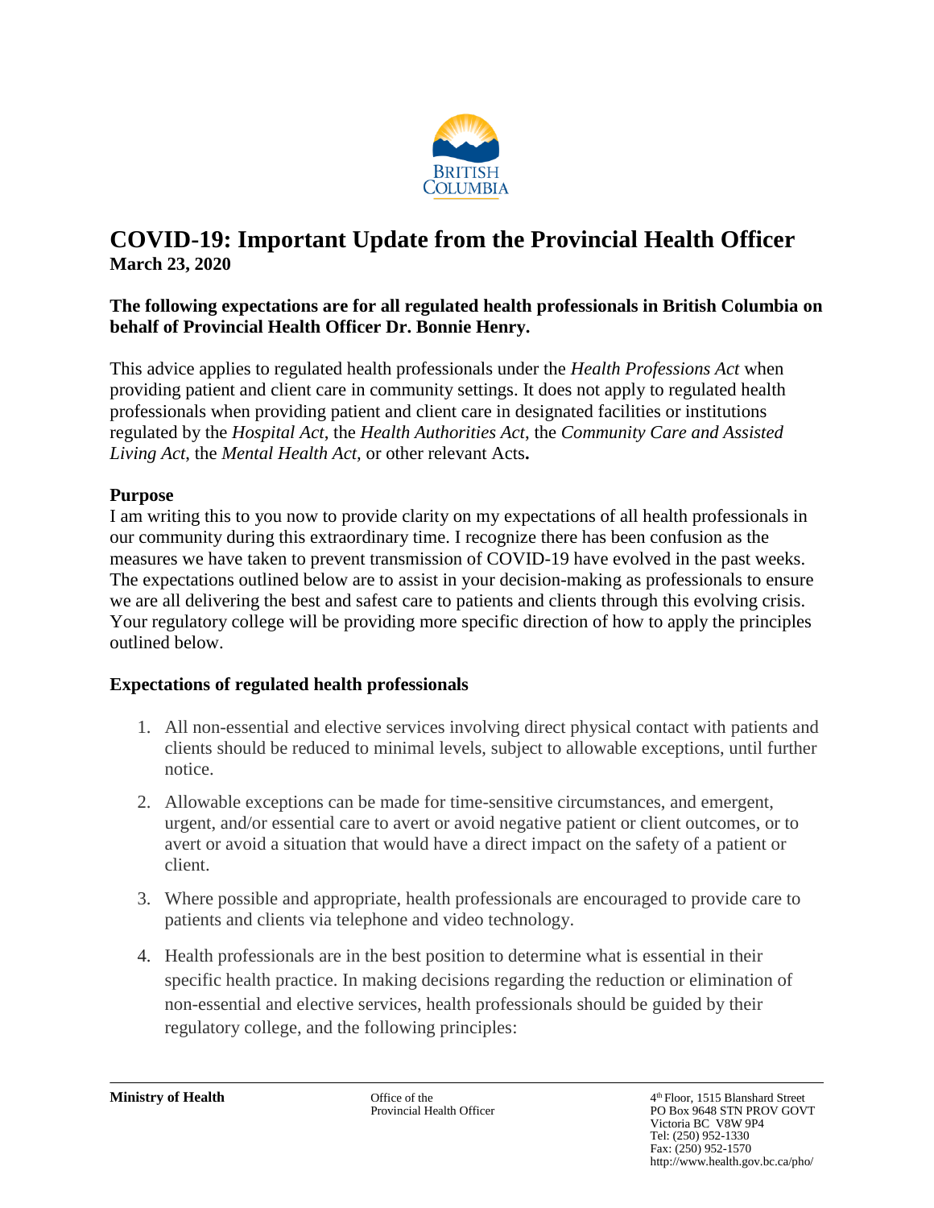# COVID-19: Important Update from the Provincial Health Officer

**March 23, 2020**

**The following expectations are for all regulated health professionals in British Columbia on behalf of Provincial Health Officer Dr. Bonnie Henry.**

This advice applies to regulated health professionals under the *Health Professions Act* when providing patient and client care in community settings. It does not apply to regulated health professionals when providing patient and client care in designated facilities or institutions regulated by the *Hospital Act*, the *Health Authorities Act*, the *Community Care and Assisted Living Act*, the *Mental Health Act,* or other relevant Acts**.**

## Purpose

I am writing this to you now to provide clarity on my expectations of all health professionals in our community during this extraordinary time. I recognize there has been confusion as the measures we have taken to prevent transmission of COVID-19 have evolved in the past weeks. The expectations outlined below are to assist in your decision-making as professionals to ensure we are all delivering the best and safest care to patients and clients through this evolving crisis. Your regulatory college will be providing more specific direction of how to apply the principles outlined below.

## Expectations of regulated health professionals

1. All non-essential and elective services involving direct physical contact with patients and clients should be reduced to minimal levels, subject to allowable exceptions, until further notice.
2. Allowable exceptions can be made for time-sensitive circumstances, and emergent, urgent, and/or essential care to avert or avoid negative patient or client outcomes, or to avert or avoid a situation that would have a direct impact on the safety of a patient or client.
3. Where possible and appropriate, health professionals are encouraged to provide care to patients and clients via telephone and video technology.
4. Health professionals are in the best position to determine what is essential in their specific health practice. In making decisions regarding the reduction or elimination of non-essential and elective services, health professionals should be guided by their regulatory college, and the following principles:

**Ministry of Health**

Office of the
Provincial Health Officer

4th Floor, 1515 Blanshard Street
PO Box 9648 STN PROV GOVT
Victoria BC V8W 9P4
Tel: (250) 952-1330
Fax: (250) 952-1570
http://www.health.gov.bc.ca/pho/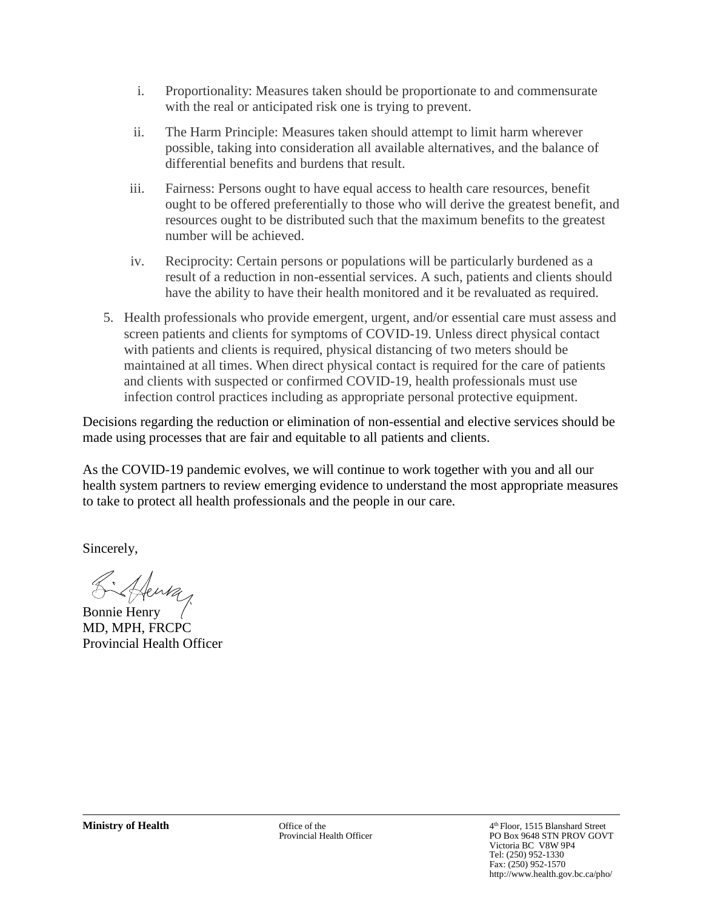i. Proportionality: Measures taken should be proportionate to and commensurate with the real or anticipated risk one is trying to prevent.

ii. The Harm Principle: Measures taken should attempt to limit harm wherever possible, taking into consideration all available alternatives, and the balance of differential benefits and burdens that result.

iii. Fairness: Persons ought to have equal access to health care resources, benefit ought to be offered preferentially to those who will derive the greatest benefit, and resources ought to be distributed such that the maximum benefits to the greatest number will be achieved.

iv. Reciprocity: Certain persons or populations will be particularly burdened as a result of a reduction in non-essential services. A such, patients and clients should have the ability to have their health monitored and it be revaluated as required.

5. Health professionals who provide emergent, urgent, and/or essential care must assess and screen patients and clients for symptoms of COVID-19. Unless direct physical contact with patients and clients is required, physical distancing of two meters should be maintained at all times. When direct physical contact is required for the care of patients and clients with suspected or confirmed COVID-19, health professionals must use infection control practices including as appropriate personal protective equipment.

Decisions regarding the reduction or elimination of non-essential and elective services should be made using processes that are fair and equitable to all patients and clients.

As the COVID-19 pandemic evolves, we will continue to work together with you and all our health system partners to review emerging evidence to understand the most appropriate measures to take to protect all health professionals and the people in our care.

Sincerely,

Bonnie Henry
MD, MPH, FRCPC
Provincial Health Officer

**Ministry of Health**

Office of the
Provincial Health Officer

4th Floor, 1515 Blanshard Street
PO Box 9648 STN PROV GOVT
Victoria BC V8W 9P4
Tel: (250) 952-1330
Fax: (250) 952-1570
http://www.health.gov.bc.ca/pho/